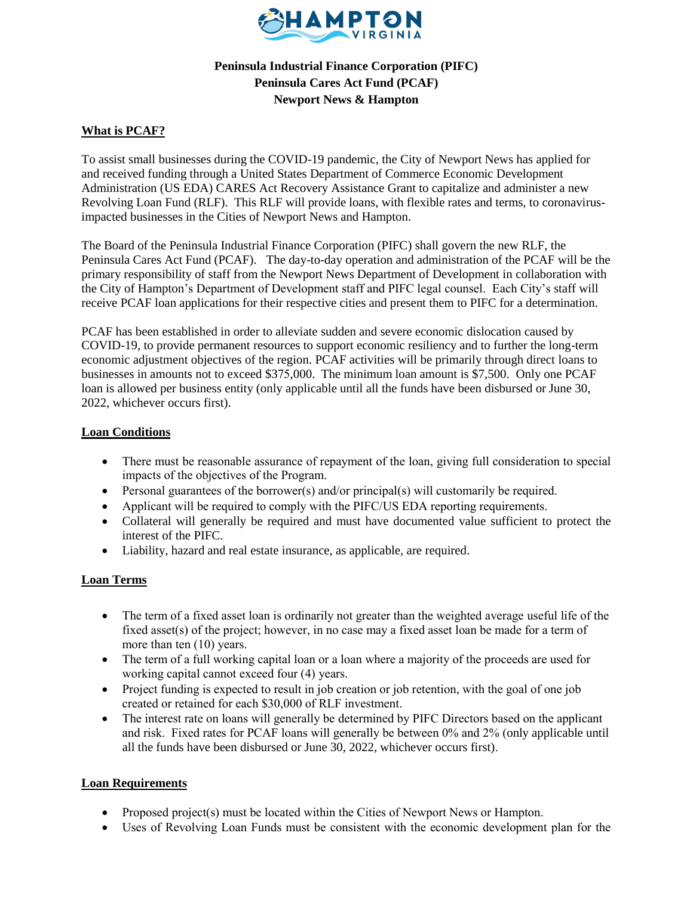**Peninsula Industrial Finance Corporation (PIFC)**
**Peninsula Cares Act Fund (PCAF)**
**Newport News & Hampton**

## What is PCAF?

To assist small businesses during the COVID-19 pandemic, the City of Newport News has applied for and received funding through a United States Department of Commerce Economic Development Administration (US EDA) CARES Act Recovery Assistance Grant to capitalize and administer a new Revolving Loan Fund (RLF). This RLF will provide loans, with flexible rates and terms, to coronavirus-impacted businesses in the Cities of Newport News and Hampton.

The Board of the Peninsula Industrial Finance Corporation (PIFC) shall govern the new RLF, the Peninsula Cares Act Fund (PCAF). The day-to-day operation and administration of the PCAF will be the primary responsibility of staff from the Newport News Department of Development in collaboration with the City of Hampton's Department of Development staff and PIFC legal counsel. Each City's staff will receive PCAF loan applications for their respective cities and present them to PIFC for a determination.

PCAF has been established in order to alleviate sudden and severe economic dislocation caused by COVID-19, to provide permanent resources to support economic resiliency and to further the long-term economic adjustment objectives of the region. PCAF activities will be primarily through direct loans to businesses in amounts not to exceed $375,000. The minimum loan amount is $7,500. Only one PCAF loan is allowed per business entity (only applicable until all the funds have been disbursed or June 30, 2022, whichever occurs first).

## Loan Conditions

- There must be reasonable assurance of repayment of the loan, giving full consideration to special impacts of the objectives of the Program.
- Personal guarantees of the borrower(s) and/or principal(s) will customarily be required.
- Applicant will be required to comply with the PIFC/US EDA reporting requirements.
- Collateral will generally be required and must have documented value sufficient to protect the interest of the PIFC.
- Liability, hazard and real estate insurance, as applicable, are required.

## Loan Terms

- The term of a fixed asset loan is ordinarily not greater than the weighted average useful life of the fixed asset(s) of the project; however, in no case may a fixed asset loan be made for a term of more than ten (10) years.
- The term of a full working capital loan or a loan where a majority of the proceeds are used for working capital cannot exceed four (4) years.
- Project funding is expected to result in job creation or job retention, with the goal of one job created or retained for each $30,000 of RLF investment.
- The interest rate on loans will generally be determined by PIFC Directors based on the applicant and risk. Fixed rates for PCAF loans will generally be between 0% and 2% (only applicable until all the funds have been disbursed or June 30, 2022, whichever occurs first).

## Loan Requirements

- Proposed project(s) must be located within the Cities of Newport News or Hampton.
- Uses of Revolving Loan Funds must be consistent with the economic development plan for the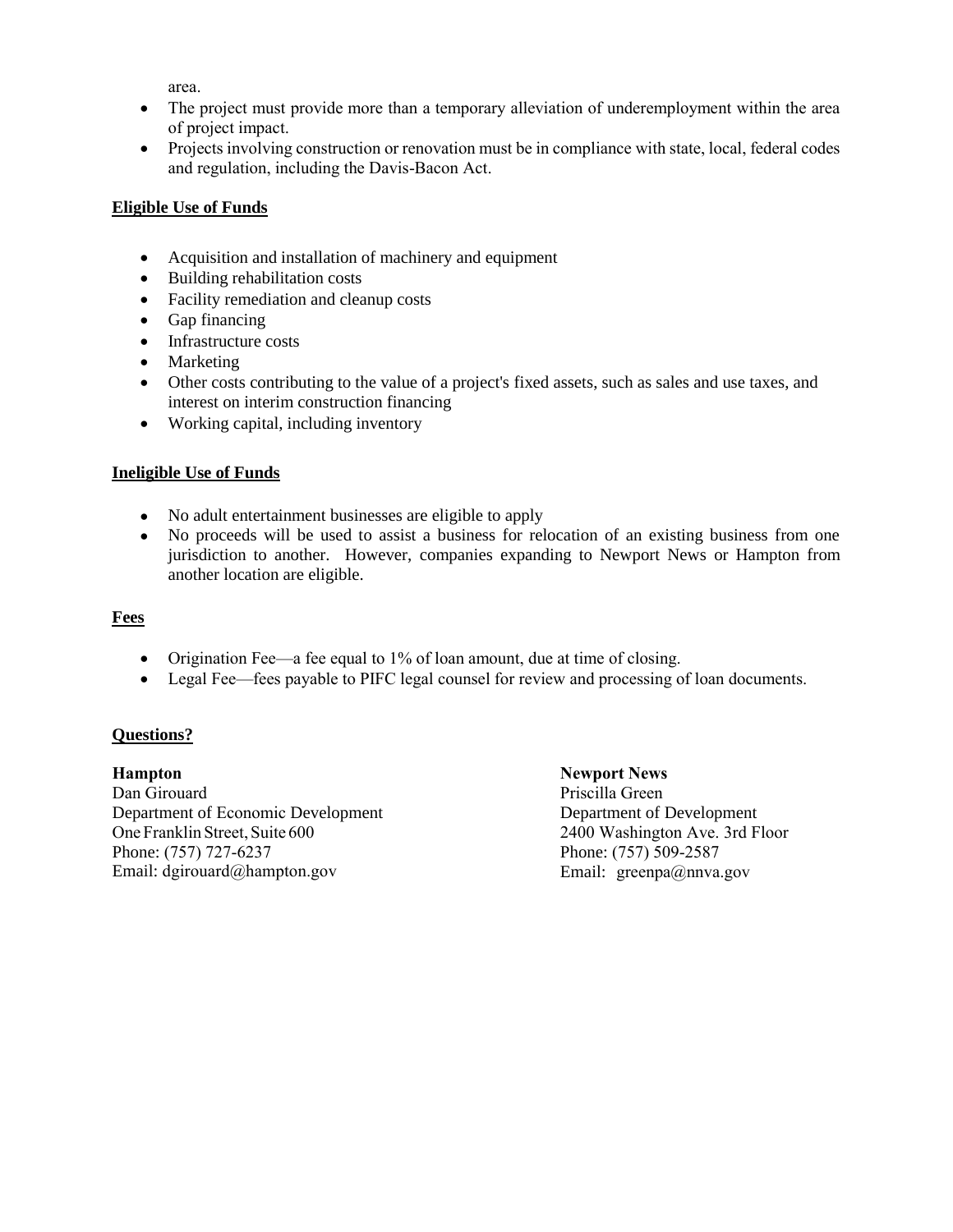area.

- The project must provide more than a temporary alleviation of underemployment within the area of project impact.
- Projects involving construction or renovation must be in compliance with state, local, federal codes and regulation, including the Davis-Bacon Act.

**Eligible Use of Funds**

- Acquisition and installation of machinery and equipment
- Building rehabilitation costs
- Facility remediation and cleanup costs
- Gap financing
- Infrastructure costs
- Marketing
- Other costs contributing to the value of a project's fixed assets, such as sales and use taxes, and interest on interim construction financing
- Working capital, including inventory

**Ineligible Use of Funds**

- No adult entertainment businesses are eligible to apply
- No proceeds will be used to assist a business for relocation of an existing business from one jurisdiction to another. However, companies expanding to Newport News or Hampton from another location are eligible.

**Fees**

- Origination Fee—a fee equal to 1% of loan amount, due at time of closing.
- Legal Fee—fees payable to PIFC legal counsel for review and processing of loan documents.

**Questions?**

**Hampton**
Dan Girouard
Department of Economic Development
One Franklin Street, Suite 600
Phone: (757) 727-6237
Email: dgirouard@hampton.gov

**Newport News**
Priscilla Green
Department of Development
2400 Washington Ave. 3rd Floor
Phone: (757) 509-2587
Email: greenpa@nnva.gov